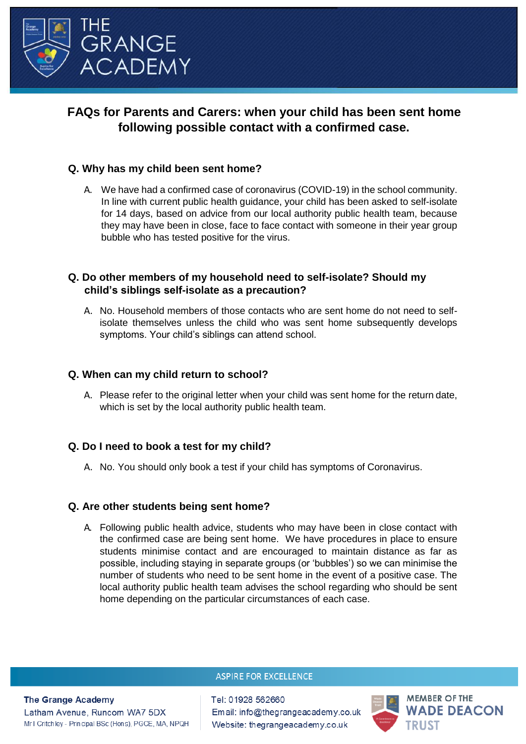# FAQs for Parents and Carers: when your child has been sent home following possible contact with a confirmed case.

**Q. Why has my child been sent home?**

A. We have had a confirmed case of coronavirus (COVID-19) in the school community. In line with current public health guidance, your child has been asked to self-isolate for 14 days, based on advice from our local authority public health team, because they may have been in close, face to face contact with someone in their year group bubble who has tested positive for the virus.

**Q. Do other members of my household need to self-isolate? Should my child's siblings self-isolate as a precaution?**

A. No. Household members of those contacts who are sent home do not need to self-isolate themselves unless the child who was sent home subsequently develops symptoms. Your child's siblings can attend school.

**Q. When can my child return to school?**

A. Please refer to the original letter when your child was sent home for the return date, which is set by the local authority public health team.

**Q. Do I need to book a test for my child?**

A. No. You should only book a test if your child has symptoms of Coronavirus.

**Q. Are other students being sent home?**

A. Following public health advice, students who may have been in close contact with the confirmed case are being sent home. We have procedures in place to ensure students minimise contact and are encouraged to maintain distance as far as possible, including staying in separate groups (or 'bubbles') so we can minimise the number of students who need to be sent home in the event of a positive case. The local authority public health team advises the school regarding who should be sent home depending on the particular circumstances of each case.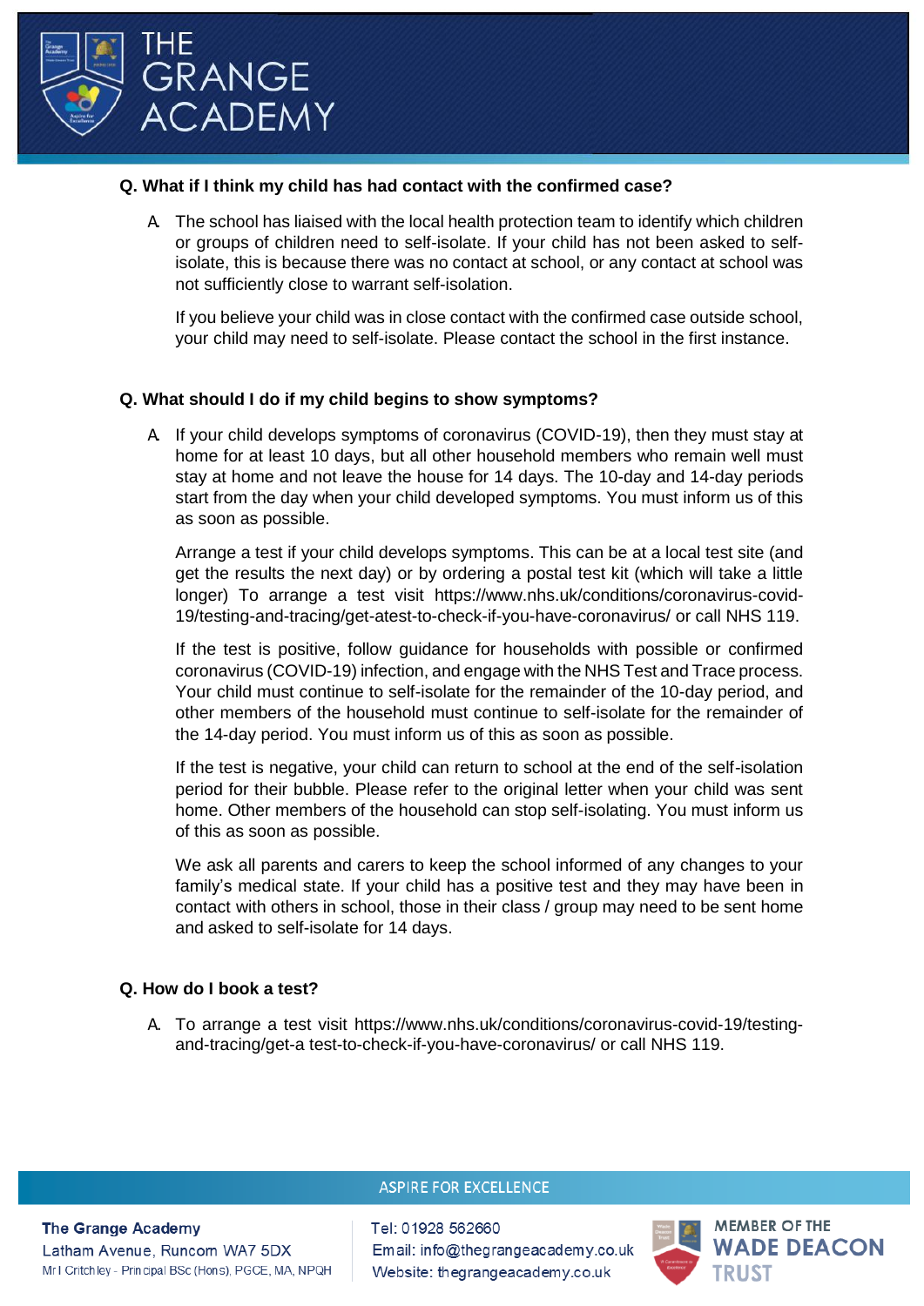**Q. What if I think my child has had contact with the confirmed case?**

A. The school has liaised with the local health protection team to identify which children or groups of children need to self-isolate. If your child has not been asked to self-isolate, this is because there was no contact at school, or any contact at school was not sufficiently close to warrant self-isolation.

If you believe your child was in close contact with the confirmed case outside school, your child may need to self-isolate. Please contact the school in the first instance.

**Q. What should I do if my child begins to show symptoms?**

A. If your child develops symptoms of coronavirus (COVID-19), then they must stay at home for at least 10 days, but all other household members who remain well must stay at home and not leave the house for 14 days. The 10-day and 14-day periods start from the day when your child developed symptoms. You must inform us of this as soon as possible.

Arrange a test if your child develops symptoms. This can be at a local test site (and get the results the next day) or by ordering a postal test kit (which will take a little longer) To arrange a test visit https://www.nhs.uk/conditions/coronavirus-covid-19/testing-and-tracing/get-atest-to-check-if-you-have-coronavirus/ or call NHS 119.

If the test is positive, follow guidance for households with possible or confirmed coronavirus (COVID-19) infection, and engage with the NHS Test and Trace process. Your child must continue to self-isolate for the remainder of the 10-day period, and other members of the household must continue to self-isolate for the remainder of the 14-day period. You must inform us of this as soon as possible.

If the test is negative, your child can return to school at the end of the self-isolation period for their bubble. Please refer to the original letter when your child was sent home. Other members of the household can stop self-isolating. You must inform us of this as soon as possible.

We ask all parents and carers to keep the school informed of any changes to your family's medical state. If your child has a positive test and they may have been in contact with others in school, those in their class / group may need to be sent home and asked to self-isolate for 14 days.

**Q. How do I book a test?**

A. To arrange a test visit https://www.nhs.uk/conditions/coronavirus-covid-19/testing-and-tracing/get-a test-to-check-if-you-have-coronavirus/ or call NHS 119.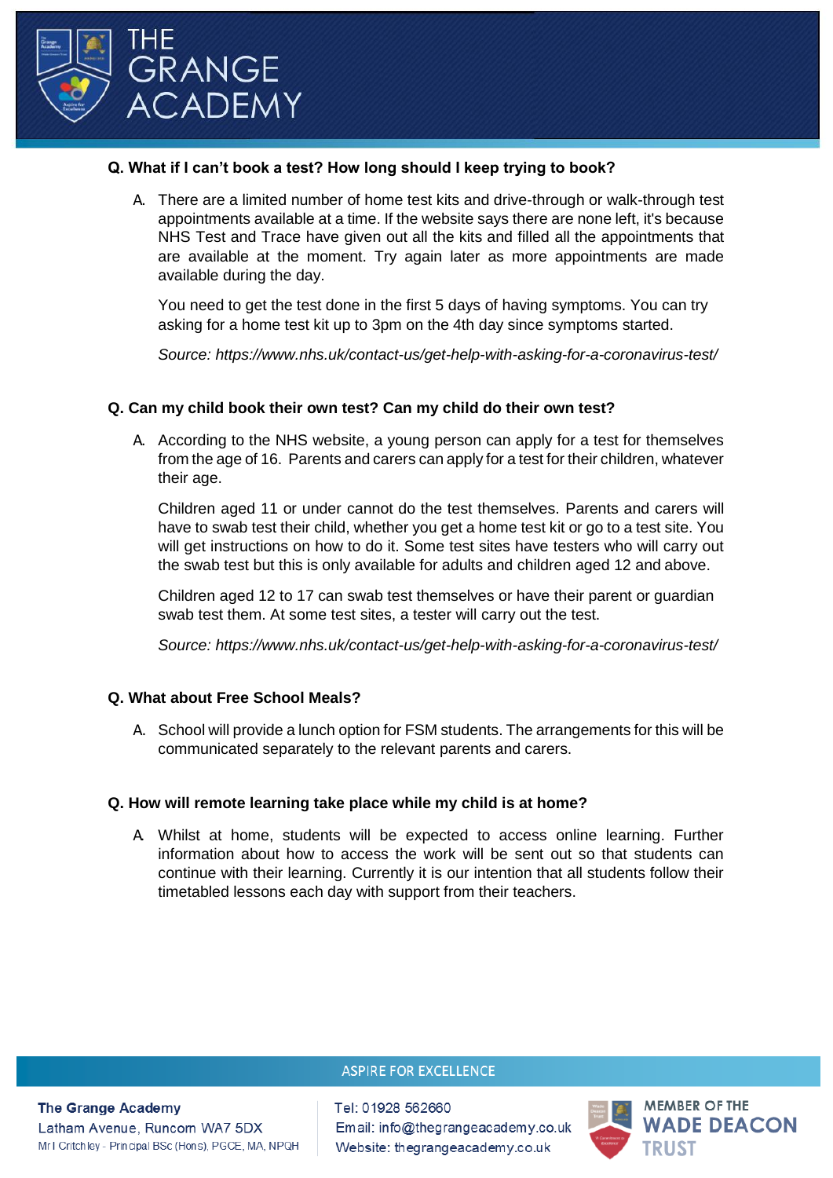**Q. What if I can't book a test? How long should I keep trying to book?**

A. There are a limited number of home test kits and drive-through or walk-through test appointments available at a time. If the website says there are none left, it's because NHS Test and Trace have given out all the kits and filled all the appointments that are available at the moment. Try again later as more appointments are made available during the day.

You need to get the test done in the first 5 days of having symptoms. You can try asking for a home test kit up to 3pm on the 4th day since symptoms started.

*Source: https://www.nhs.uk/contact-us/get-help-with-asking-for-a-coronavirus-test/*

**Q. Can my child book their own test? Can my child do their own test?**

A. According to the NHS website, a young person can apply for a test for themselves from the age of 16. Parents and carers can apply for a test for their children, whatever their age.

Children aged 11 or under cannot do the test themselves. Parents and carers will have to swab test their child, whether you get a home test kit or go to a test site. You will get instructions on how to do it. Some test sites have testers who will carry out the swab test but this is only available for adults and children aged 12 and above.

Children aged 12 to 17 can swab test themselves or have their parent or guardian swab test them. At some test sites, a tester will carry out the test.

*Source: https://www.nhs.uk/contact-us/get-help-with-asking-for-a-coronavirus-test/*

**Q. What about Free School Meals?**

A. School will provide a lunch option for FSM students. The arrangements for this will be communicated separately to the relevant parents and carers.

**Q. How will remote learning take place while my child is at home?**

A. Whilst at home, students will be expected to access online learning. Further information about how to access the work will be sent out so that students can continue with their learning. Currently it is our intention that all students follow their timetabled lessons each day with support from their teachers.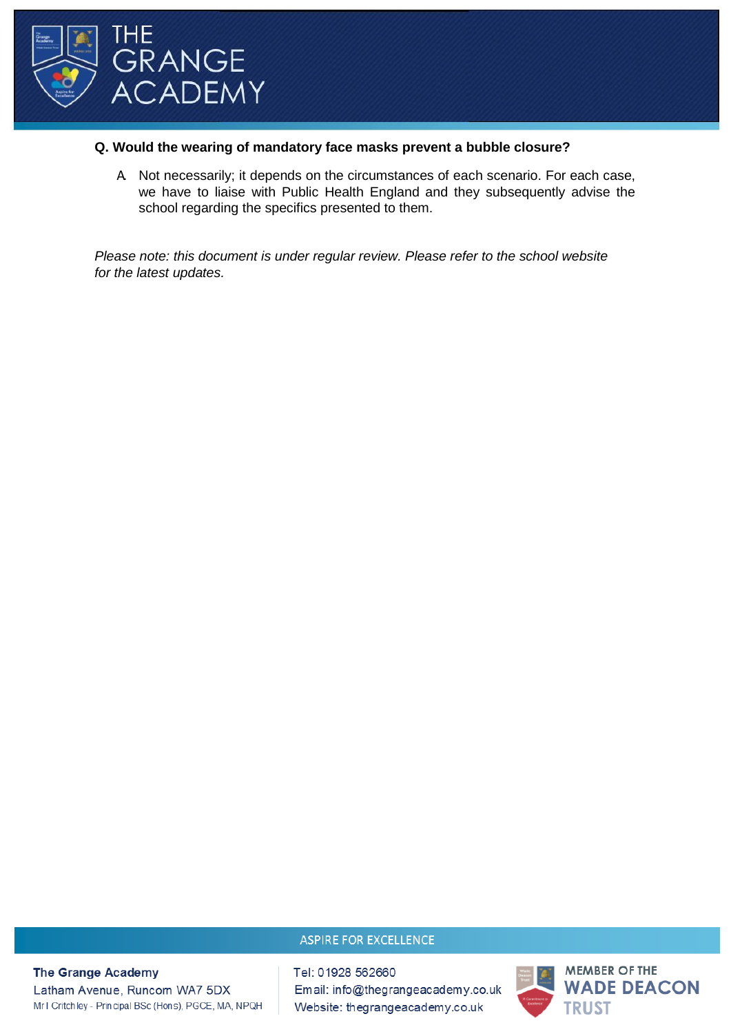**Q. Would the wearing of mandatory face masks prevent a bubble closure?**

A. Not necessarily; it depends on the circumstances of each scenario. For each case, we have to liaise with Public Health England and they subsequently advise the school regarding the specifics presented to them.

*Please note: this document is under regular review. Please refer to the school website for the latest updates.*